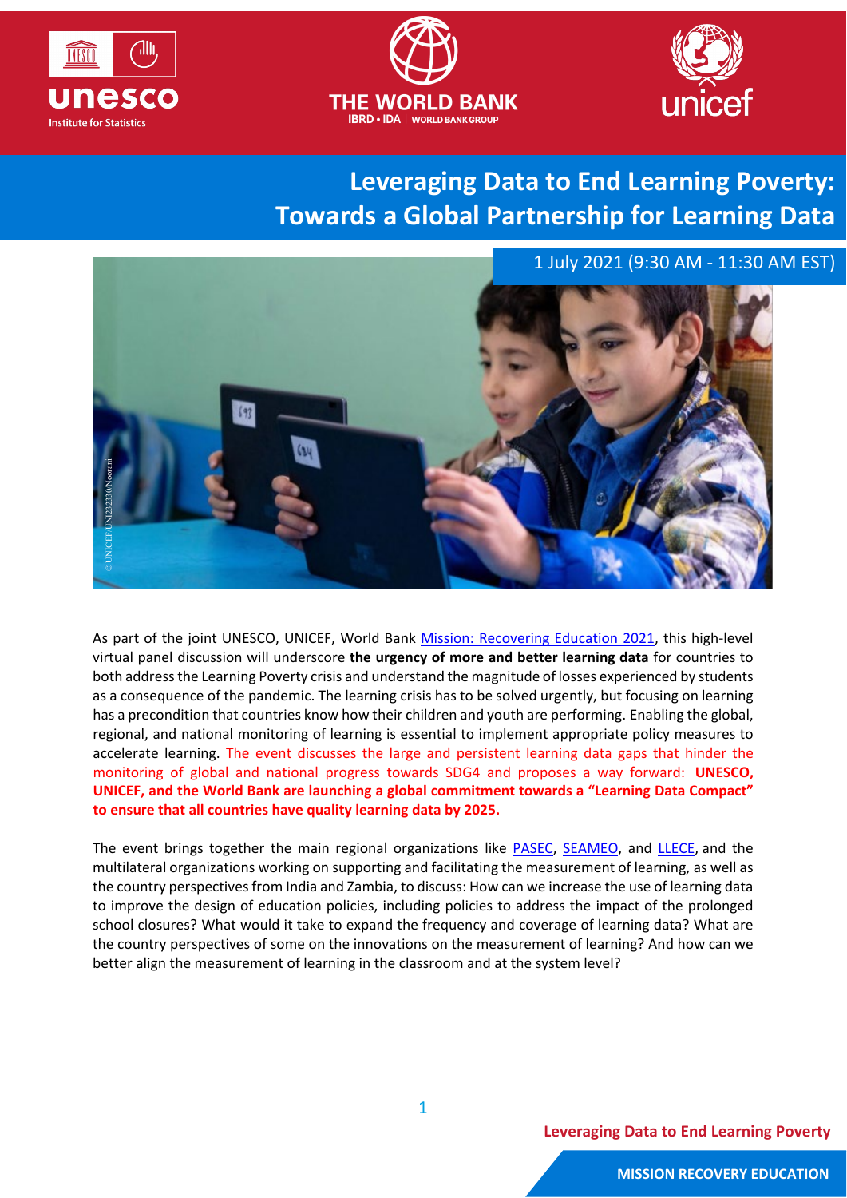# Leveraging Data to End Learning Poverty: Towards a Global Partnership for Learning Data

1 July 2021 (9:30 AM - 11:30 AM EST)

As part of the joint UNESCO, UNICEF, World Bank Mission: Recovering Education 2021, this high-level virtual panel discussion will underscore **the urgency of more and better learning data** for countries to both address the Learning Poverty crisis and understand the magnitude of losses experienced by students as a consequence of the pandemic. The learning crisis has to be solved urgently, but focusing on learning has a precondition that countries know how their children and youth are performing. Enabling the global, regional, and national monitoring of learning is essential to implement appropriate policy measures to accelerate learning. The event discusses the large and persistent learning data gaps that hinder the monitoring of global and national progress towards SDG4 and proposes a way forward: **UNESCO, UNICEF, and the World Bank are launching a global commitment towards a "Learning Data Compact" to ensure that all countries have quality learning data by 2025.**

The event brings together the main regional organizations like PASEC, SEAMEO, and LLECE, and the multilateral organizations working on supporting and facilitating the measurement of learning, as well as the country perspectives from India and Zambia, to discuss: How can we increase the use of learning data to improve the design of education policies, including policies to address the impact of the prolonged school closures? What would it take to expand the frequency and coverage of learning data? What are the country perspectives of some on the innovations on the measurement of learning? And how can we better align the measurement of learning in the classroom and at the system level?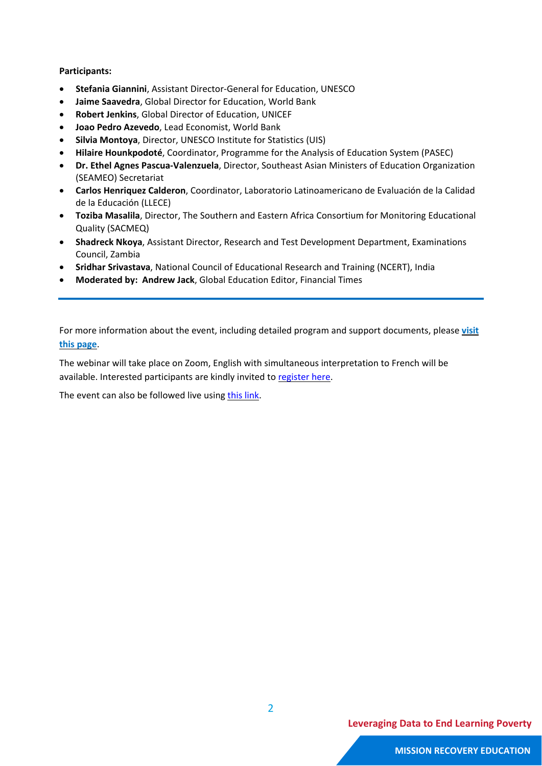**Participants:**

- **Stefania Giannini**, Assistant Director-General for Education, UNESCO
- **Jaime Saavedra**, Global Director for Education, World Bank
- **Robert Jenkins**, Global Director of Education, UNICEF
- **Joao Pedro Azevedo**, Lead Economist, World Bank
- **Silvia Montoya**, Director, UNESCO Institute for Statistics (UIS)
- **Hilaire Hounkpodoté**, Coordinator, Programme for the Analysis of Education System (PASEC)
- **Dr. Ethel Agnes Pascua-Valenzuela**, Director, Southeast Asian Ministers of Education Organization (SEAMEO) Secretariat
- **Carlos Henriquez Calderon**, Coordinator, Laboratorio Latinoamericano de Evaluación de la Calidad de la Educación (LLECE)
- **Toziba Masalila**, Director, The Southern and Eastern Africa Consortium for Monitoring Educational Quality (SACMEQ)
- **Shadreck Nkoya**, Assistant Director, Research and Test Development Department, Examinations Council, Zambia
- **Sridhar Srivastava**, National Council of Educational Research and Training (NCERT), India
- **Moderated by: Andrew Jack**, Global Education Editor, Financial Times

---

For more information about the event, including detailed program and support documents, please **visit this page**.

The webinar will take place on Zoom, English with simultaneous interpretation to French will be available. Interested participants are kindly invited to register here.

The event can also be followed live using this link.